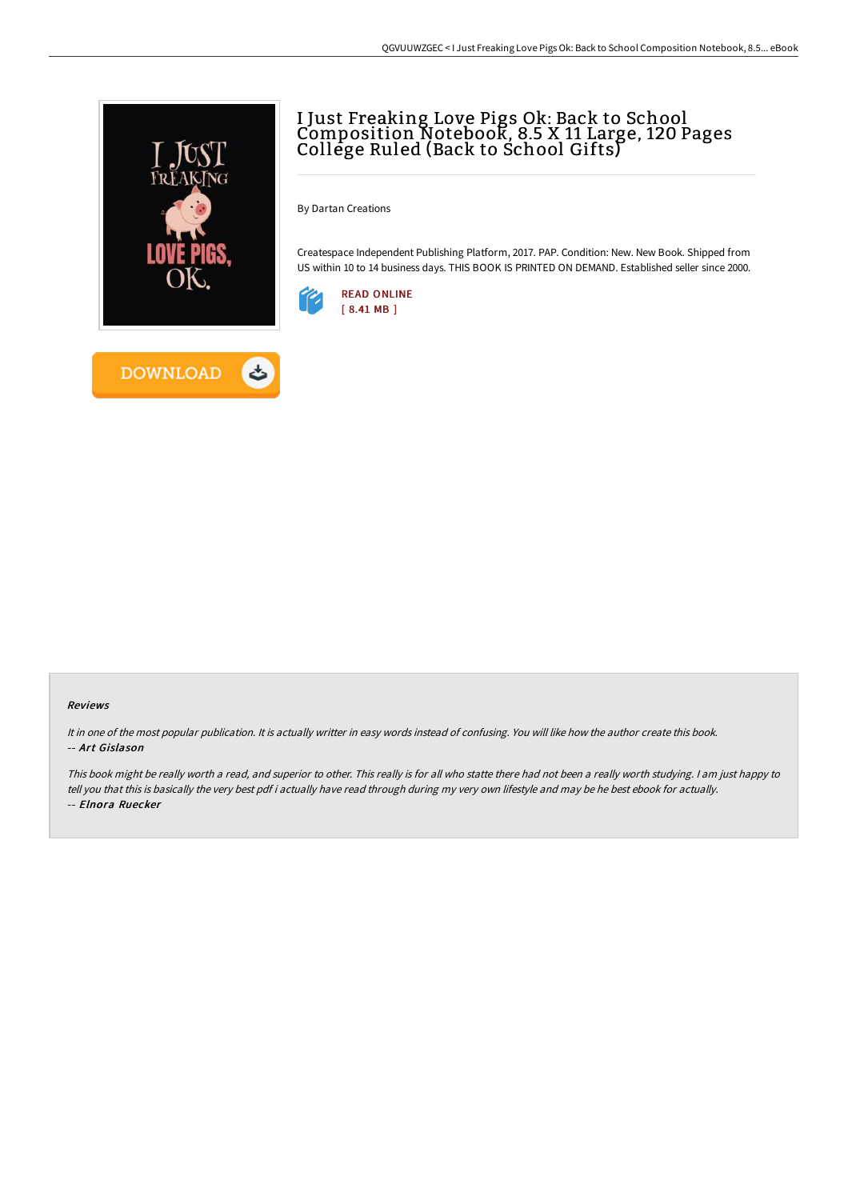# I Just Freaking Love Pigs Ok: Back to School Composition Notebook, 8.5 X 11 Large, 120 Pages College Ruled (Back to School Gifts)

By Dartan Creations

Createspace Independent Publishing Platform, 2017. PAP. Condition: New. New Book. Shipped from US within 10 to 14 business days. THIS BOOK IS PRINTED ON DEMAND. Established seller since 2000.

READ ONLINE
[ 8.41 MB ]

DOWNLOAD

#### Reviews

*It in one of the most popular publication. It is actually writter in easy words instead of confusing. You will like how the author create this book.*
*-- **Art Gislason***

*This book might be really worth a read, and superior to other. This really is for all who statte there had not been a really worth studying. I am just happy to tell you that this is basically the very best pdf i actually have read through during my very own lifestyle and may be he best ebook for actually.*
*-- **Elnora Ruecker***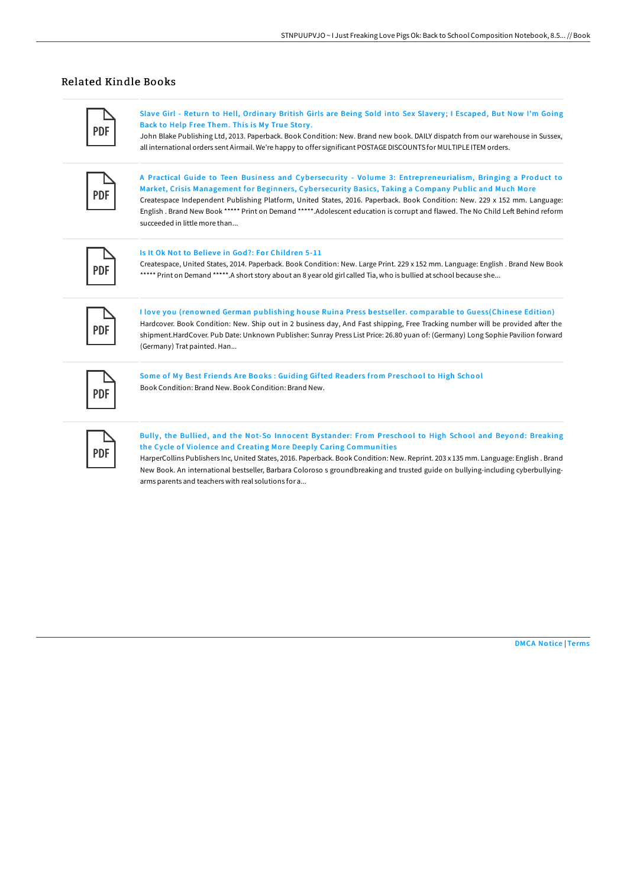## Related Kindle Books

PDF

Slave Girl - Return to Hell, Ordinary British Girls are Being Sold into Sex Slavery; I Escaped, But Now I'm Going Back to Help Free Them. This is My True Story.

John Blake Publishing Ltd, 2013. Paperback. Book Condition: New. Brand new book. DAILY dispatch from our warehouse in Sussex, all international orders sent Airmail. We're happy to offer significant POSTAGE DISCOUNTS for MULTIPLE ITEM orders.

PDF

A Practical Guide to Teen Business and Cybersecurity - Volume 3: Entrepreneurialism, Bringing a Product to Market, Crisis Management for Beginners, Cybersecurity Basics, Taking a Company Public and Much More

Createspace Independent Publishing Platform, United States, 2016. Paperback. Book Condition: New. 229 x 152 mm. Language: English . Brand New Book ***** Print on Demand *****.Adolescent education is corrupt and flawed. The No Child Left Behind reform succeeded in little more than...

PDF

Is It Ok Not to Believe in God?: For Children 5-11

Createspace, United States, 2014. Paperback. Book Condition: New. Large Print. 229 x 152 mm. Language: English . Brand New Book ***** Print on Demand *****.A short story about an 8 year old girl called Tia, who is bullied at school because she...

PDF

I love you (renowned German publishing house Ruina Press bestseller. comparable to Guess(Chinese Edition)

Hardcover. Book Condition: New. Ship out in 2 business day, And Fast shipping, Free Tracking number will be provided after the shipment.HardCover. Pub Date: Unknown Publisher: Sunray Press List Price: 26.80 yuan of: (Germany) Long Sophie Pavilion forward (Germany) Trat painted. Han...

PDF

Some of My Best Friends Are Books : Guiding Gifted Readers from Preschool to High School

Book Condition: Brand New. Book Condition: Brand New.

PDF

Bully, the Bullied, and the Not-So Innocent Bystander: From Preschool to High School and Beyond: Breaking the Cycle of Violence and Creating More Deeply Caring Communities

HarperCollins Publishers Inc, United States, 2016. Paperback. Book Condition: New. Reprint. 203 x 135 mm. Language: English . Brand New Book. An international bestseller, Barbara Coloroso s groundbreaking and trusted guide on bullying-including cyberbullying-arms parents and teachers with real solutions for a...

DMCA Notice | Terms